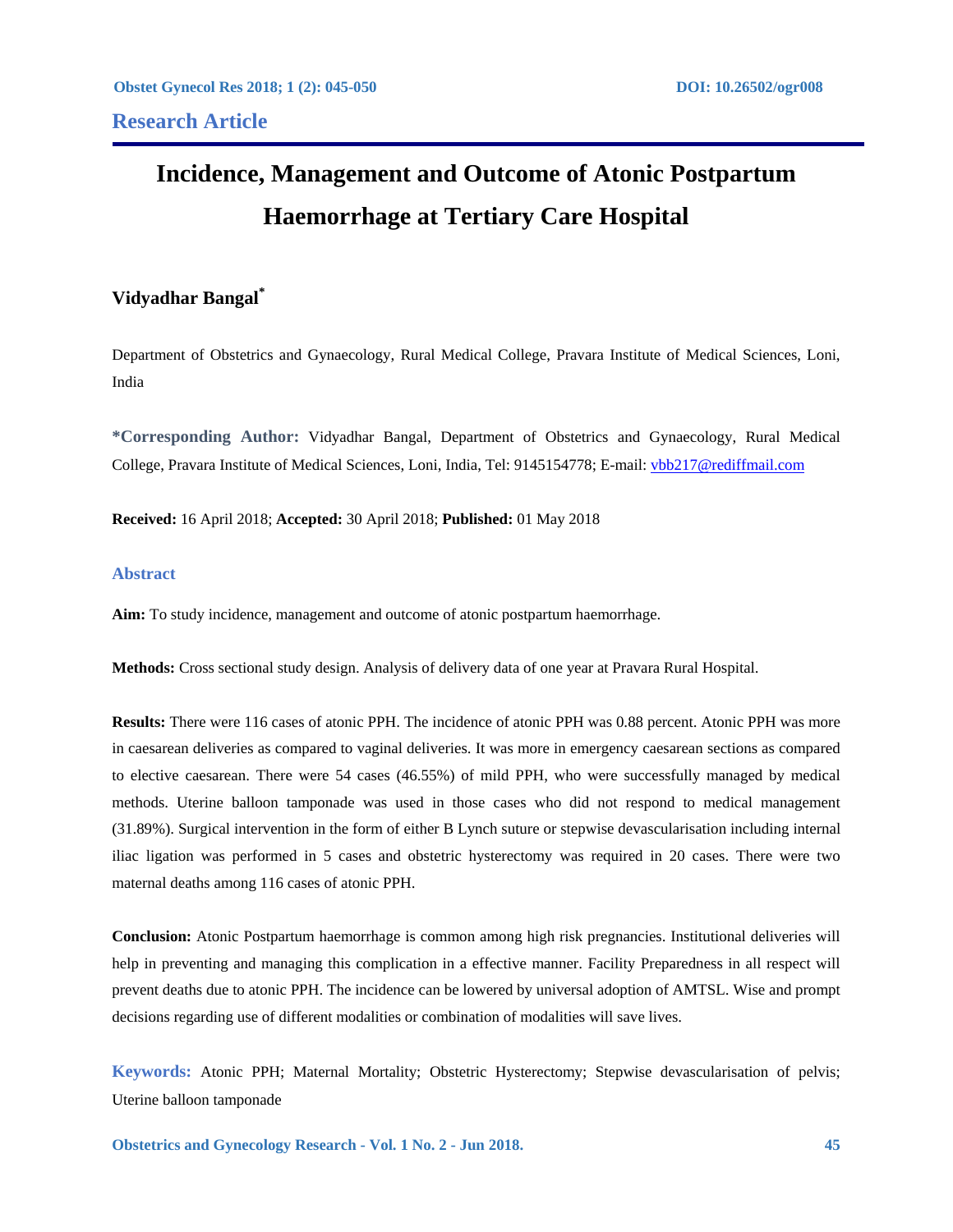**Research Article**

# Incidence, Management and Outcome of Atonic Postpartum Haemorrhage at Tertiary Care Hospital

**Vidyadhar Bangal***

Department of Obstetrics and Gynaecology, Rural Medical College, Pravara Institute of Medical Sciences, Loni, India

***Corresponding Author:** Vidyadhar Bangal, Department of Obstetrics and Gynaecology, Rural Medical College, Pravara Institute of Medical Sciences, Loni, India, Tel: 9145154778; E-mail: vbb217@rediffmail.com

**Received:** 16 April 2018; **Accepted:** 30 April 2018; **Published:** 01 May 2018

## Abstract

**Aim:** To study incidence, management and outcome of atonic postpartum haemorrhage.

**Methods:** Cross sectional study design. Analysis of delivery data of one year at Pravara Rural Hospital.

**Results:** There were 116 cases of atonic PPH. The incidence of atonic PPH was 0.88 percent. Atonic PPH was more in caesarean deliveries as compared to vaginal deliveries. It was more in emergency caesarean sections as compared to elective caesarean. There were 54 cases (46.55%) of mild PPH, who were successfully managed by medical methods. Uterine balloon tamponade was used in those cases who did not respond to medical management (31.89%). Surgical intervention in the form of either B Lynch suture or stepwise devascularisation including internal iliac ligation was performed in 5 cases and obstetric hysterectomy was required in 20 cases. There were two maternal deaths among 116 cases of atonic PPH.

**Conclusion:** Atonic Postpartum haemorrhage is common among high risk pregnancies. Institutional deliveries will help in preventing and managing this complication in a effective manner. Facility Preparedness in all respect will prevent deaths due to atonic PPH. The incidence can be lowered by universal adoption of AMTSL. Wise and prompt decisions regarding use of different modalities or combination of modalities will save lives.

**Keywords:** Atonic PPH; Maternal Mortality; Obstetric Hysterectomy; Stepwise devascularisation of pelvis; Uterine balloon tamponade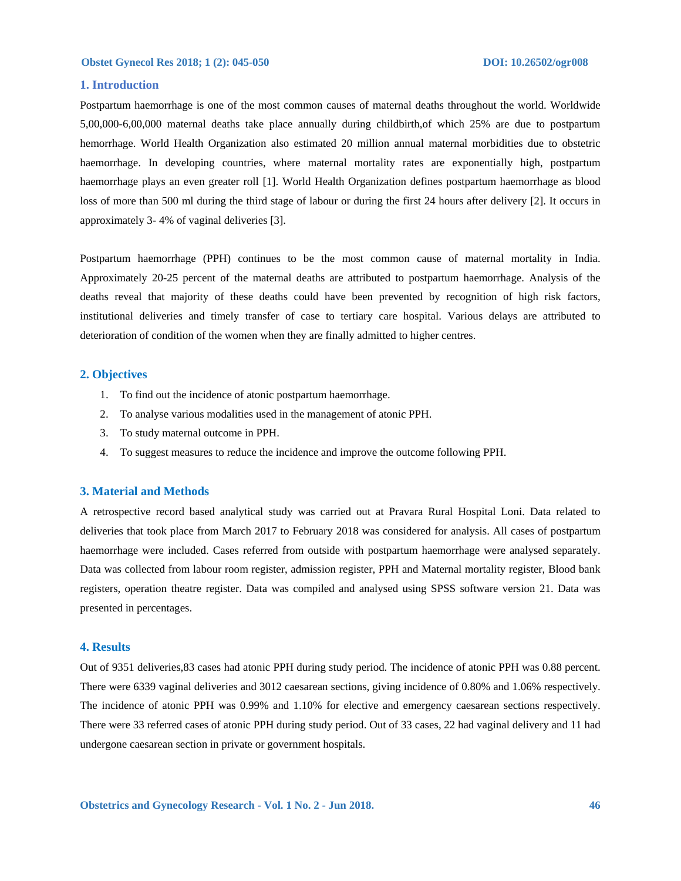## 1. Introduction

Postpartum haemorrhage is one of the most common causes of maternal deaths throughout the world. Worldwide 5,00,000-6,00,000 maternal deaths take place annually during childbirth,of which 25% are due to postpartum hemorrhage. World Health Organization also estimated 20 million annual maternal morbidities due to obstetric haemorrhage. In developing countries, where maternal mortality rates are exponentially high, postpartum haemorrhage plays an even greater roll [1]. World Health Organization defines postpartum haemorrhage as blood loss of more than 500 ml during the third stage of labour or during the first 24 hours after delivery [2]. It occurs in approximately 3- 4% of vaginal deliveries [3].

Postpartum haemorrhage (PPH) continues to be the most common cause of maternal mortality in India. Approximately 20-25 percent of the maternal deaths are attributed to postpartum haemorrhage. Analysis of the deaths reveal that majority of these deaths could have been prevented by recognition of high risk factors, institutional deliveries and timely transfer of case to tertiary care hospital. Various delays are attributed to deterioration of condition of the women when they are finally admitted to higher centres.

## 2. Objectives

1. To find out the incidence of atonic postpartum haemorrhage.
2. To analyse various modalities used in the management of atonic PPH.
3. To study maternal outcome in PPH.
4. To suggest measures to reduce the incidence and improve the outcome following PPH.

## 3. Material and Methods

A retrospective record based analytical study was carried out at Pravara Rural Hospital Loni. Data related to deliveries that took place from March 2017 to February 2018 was considered for analysis. All cases of postpartum haemorrhage were included. Cases referred from outside with postpartum haemorrhage were analysed separately. Data was collected from labour room register, admission register, PPH and Maternal mortality register, Blood bank registers, operation theatre register. Data was compiled and analysed using SPSS software version 21. Data was presented in percentages.

## 4. Results

Out of 9351 deliveries,83 cases had atonic PPH during study period. The incidence of atonic PPH was 0.88 percent. There were 6339 vaginal deliveries and 3012 caesarean sections, giving incidence of 0.80% and 1.06% respectively. The incidence of atonic PPH was 0.99% and 1.10% for elective and emergency caesarean sections respectively. There were 33 referred cases of atonic PPH during study period. Out of 33 cases, 22 had vaginal delivery and 11 had undergone caesarean section in private or government hospitals.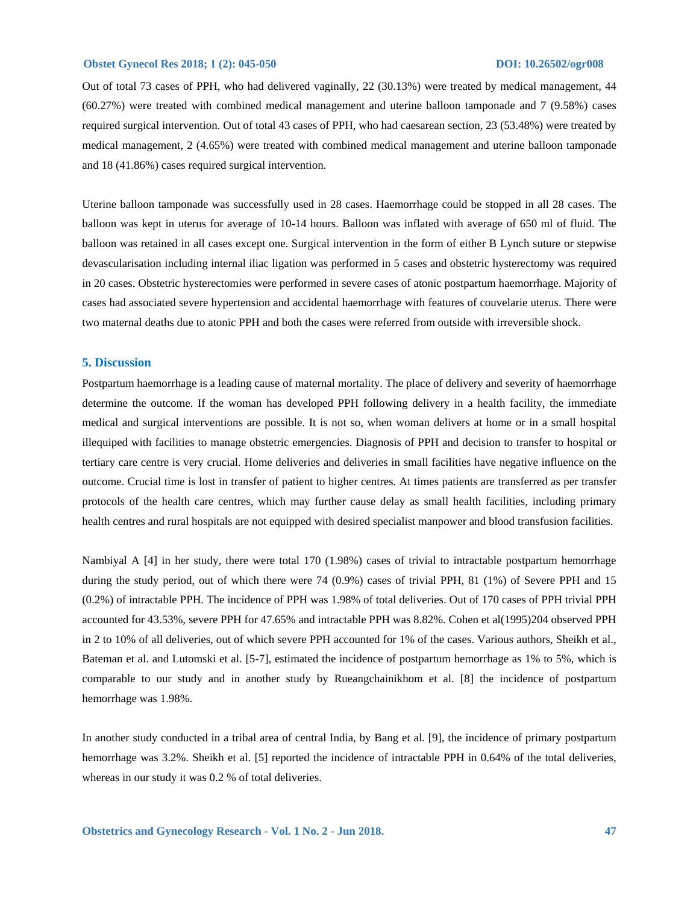Out of total 73 cases of PPH, who had delivered vaginally, 22 (30.13%) were treated by medical management, 44 (60.27%) were treated with combined medical management and uterine balloon tamponade and 7 (9.58%) cases required surgical intervention. Out of total 43 cases of PPH, who had caesarean section, 23 (53.48%) were treated by medical management, 2 (4.65%) were treated with combined medical management and uterine balloon tamponade and 18 (41.86%) cases required surgical intervention.

Uterine balloon tamponade was successfully used in 28 cases. Haemorrhage could be stopped in all 28 cases. The balloon was kept in uterus for average of 10-14 hours. Balloon was inflated with average of 650 ml of fluid. The balloon was retained in all cases except one. Surgical intervention in the form of either B Lynch suture or stepwise devascularisation including internal iliac ligation was performed in 5 cases and obstetric hysterectomy was required in 20 cases. Obstetric hysterectomies were performed in severe cases of atonic postpartum haemorrhage. Majority of cases had associated severe hypertension and accidental haemorrhage with features of couvelarie uterus. There were two maternal deaths due to atonic PPH and both the cases were referred from outside with irreversible shock.

## 5. Discussion

Postpartum haemorrhage is a leading cause of maternal mortality. The place of delivery and severity of haemorrhage determine the outcome. If the woman has developed PPH following delivery in a health facility, the immediate medical and surgical interventions are possible. It is not so, when woman delivers at home or in a small hospital illequiped with facilities to manage obstetric emergencies. Diagnosis of PPH and decision to transfer to hospital or tertiary care centre is very crucial. Home deliveries and deliveries in small facilities have negative influence on the outcome. Crucial time is lost in transfer of patient to higher centres. At times patients are transferred as per transfer protocols of the health care centres, which may further cause delay as small health facilities, including primary health centres and rural hospitals are not equipped with desired specialist manpower and blood transfusion facilities.

Nambiyal A [4] in her study, there were total 170 (1.98%) cases of trivial to intractable postpartum hemorrhage during the study period, out of which there were 74 (0.9%) cases of trivial PPH, 81 (1%) of Severe PPH and 15 (0.2%) of intractable PPH. The incidence of PPH was 1.98% of total deliveries. Out of 170 cases of PPH trivial PPH accounted for 43.53%, severe PPH for 47.65% and intractable PPH was 8.82%. Cohen et al(1995)204 observed PPH in 2 to 10% of all deliveries, out of which severe PPH accounted for 1% of the cases. Various authors, Sheikh et al., Bateman et al. and Lutomski et al. [5-7], estimated the incidence of postpartum hemorrhage as 1% to 5%, which is comparable to our study and in another study by Rueangchainikhom et al. [8] the incidence of postpartum hemorrhage was 1.98%.

In another study conducted in a tribal area of central India, by Bang et al. [9], the incidence of primary postpartum hemorrhage was 3.2%. Sheikh et al. [5] reported the incidence of intractable PPH in 0.64% of the total deliveries, whereas in our study it was 0.2 % of total deliveries.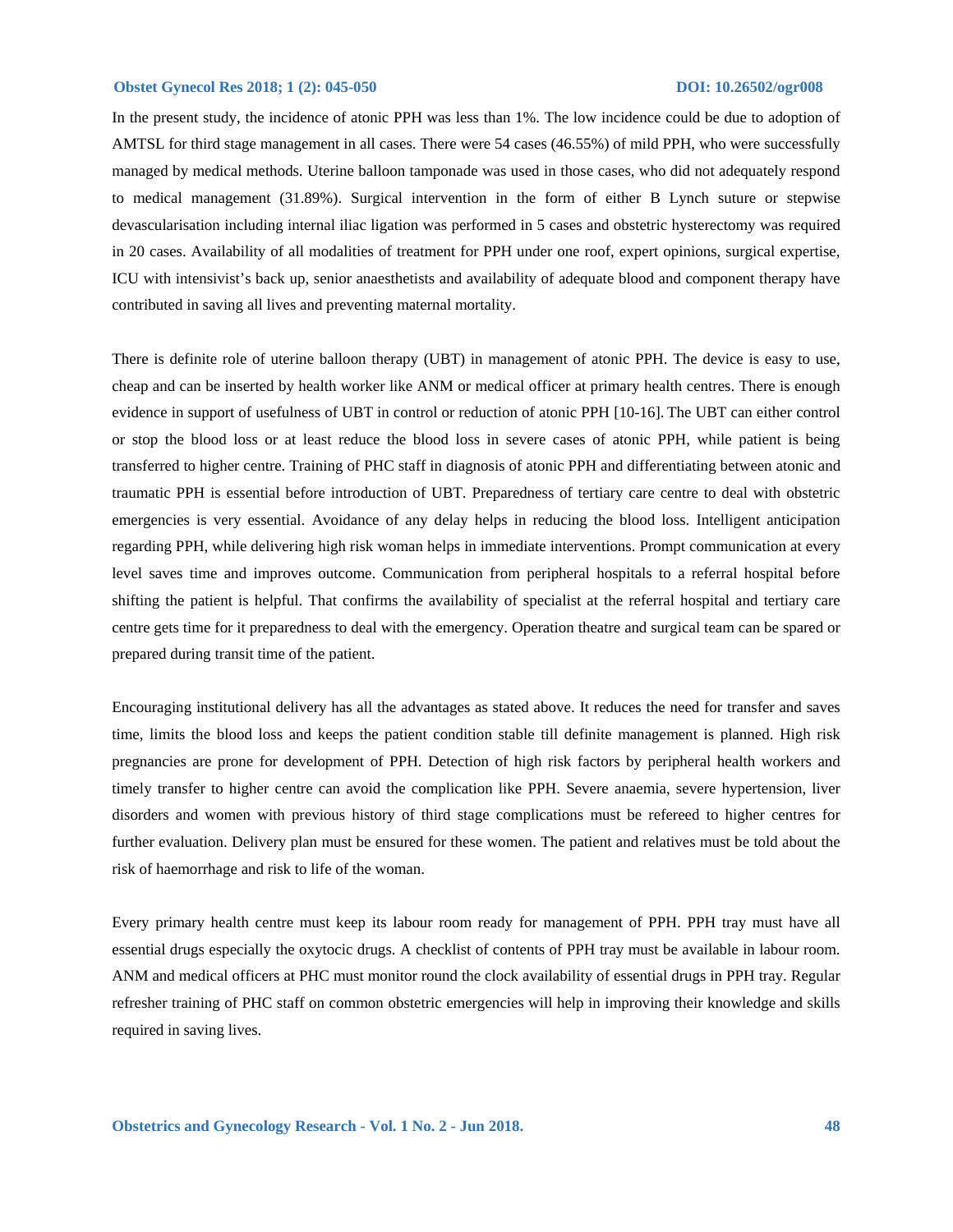In the present study, the incidence of atonic PPH was less than 1%. The low incidence could be due to adoption of AMTSL for third stage management in all cases. There were 54 cases (46.55%) of mild PPH, who were successfully managed by medical methods. Uterine balloon tamponade was used in those cases, who did not adequately respond to medical management (31.89%). Surgical intervention in the form of either B Lynch suture or stepwise devascularisation including internal iliac ligation was performed in 5 cases and obstetric hysterectomy was required in 20 cases. Availability of all modalities of treatment for PPH under one roof, expert opinions, surgical expertise, ICU with intensivist's back up, senior anaesthetists and availability of adequate blood and component therapy have contributed in saving all lives and preventing maternal mortality.

There is definite role of uterine balloon therapy (UBT) in management of atonic PPH. The device is easy to use, cheap and can be inserted by health worker like ANM or medical officer at primary health centres. There is enough evidence in support of usefulness of UBT in control or reduction of atonic PPH [10-16]. The UBT can either control or stop the blood loss or at least reduce the blood loss in severe cases of atonic PPH, while patient is being transferred to higher centre. Training of PHC staff in diagnosis of atonic PPH and differentiating between atonic and traumatic PPH is essential before introduction of UBT. Preparedness of tertiary care centre to deal with obstetric emergencies is very essential. Avoidance of any delay helps in reducing the blood loss. Intelligent anticipation regarding PPH, while delivering high risk woman helps in immediate interventions. Prompt communication at every level saves time and improves outcome. Communication from peripheral hospitals to a referral hospital before shifting the patient is helpful. That confirms the availability of specialist at the referral hospital and tertiary care centre gets time for it preparedness to deal with the emergency. Operation theatre and surgical team can be spared or prepared during transit time of the patient.

Encouraging institutional delivery has all the advantages as stated above. It reduces the need for transfer and saves time, limits the blood loss and keeps the patient condition stable till definite management is planned. High risk pregnancies are prone for development of PPH. Detection of high risk factors by peripheral health workers and timely transfer to higher centre can avoid the complication like PPH. Severe anaemia, severe hypertension, liver disorders and women with previous history of third stage complications must be refereed to higher centres for further evaluation. Delivery plan must be ensured for these women. The patient and relatives must be told about the risk of haemorrhage and risk to life of the woman.

Every primary health centre must keep its labour room ready for management of PPH. PPH tray must have all essential drugs especially the oxytocic drugs. A checklist of contents of PPH tray must be available in labour room. ANM and medical officers at PHC must monitor round the clock availability of essential drugs in PPH tray. Regular refresher training of PHC staff on common obstetric emergencies will help in improving their knowledge and skills required in saving lives.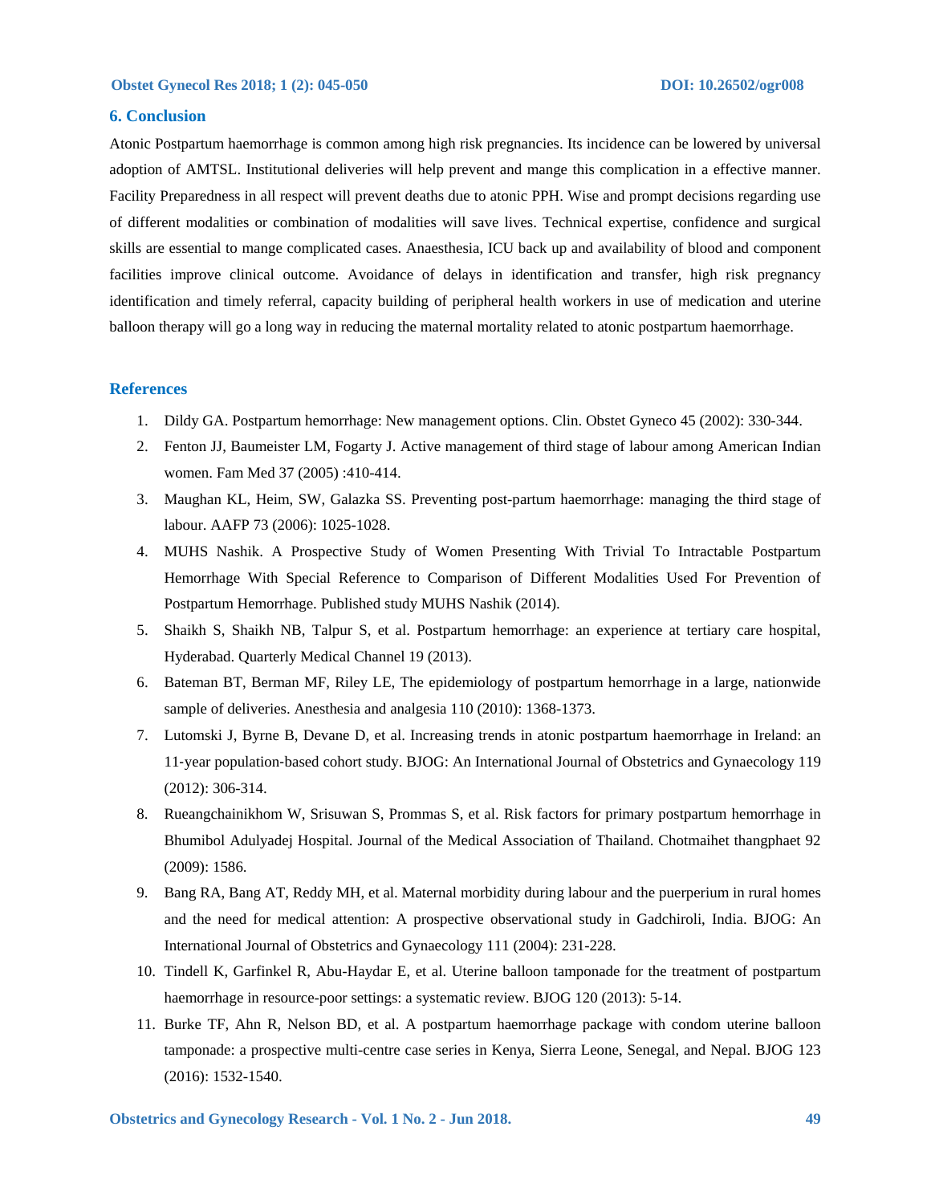## 6. Conclusion

Atonic Postpartum haemorrhage is common among high risk pregnancies. Its incidence can be lowered by universal adoption of AMTSL. Institutional deliveries will help prevent and mange this complication in a effective manner. Facility Preparedness in all respect will prevent deaths due to atonic PPH. Wise and prompt decisions regarding use of different modalities or combination of modalities will save lives. Technical expertise, confidence and surgical skills are essential to mange complicated cases. Anaesthesia, ICU back up and availability of blood and component facilities improve clinical outcome. Avoidance of delays in identification and transfer, high risk pregnancy identification and timely referral, capacity building of peripheral health workers in use of medication and uterine balloon therapy will go a long way in reducing the maternal mortality related to atonic postpartum haemorrhage.

## References

1. Dildy GA. Postpartum hemorrhage: New management options. Clin. Obstet Gyneco 45 (2002): 330-344.
2. Fenton JJ, Baumeister LM, Fogarty J. Active management of third stage of labour among American Indian women. Fam Med 37 (2005) :410-414.
3. Maughan KL, Heim, SW, Galazka SS. Preventing post-partum haemorrhage: managing the third stage of labour. AAFP 73 (2006): 1025-1028.
4. MUHS Nashik. A Prospective Study of Women Presenting With Trivial To Intractable Postpartum Hemorrhage With Special Reference to Comparison of Different Modalities Used For Prevention of Postpartum Hemorrhage. Published study MUHS Nashik (2014).
5. Shaikh S, Shaikh NB, Talpur S, et al. Postpartum hemorrhage: an experience at tertiary care hospital, Hyderabad. Quarterly Medical Channel 19 (2013).
6. Bateman BT, Berman MF, Riley LE, The epidemiology of postpartum hemorrhage in a large, nationwide sample of deliveries. Anesthesia and analgesia 110 (2010): 1368-1373.
7. Lutomski J, Byrne B, Devane D, et al. Increasing trends in atonic postpartum haemorrhage in Ireland: an 11-year population-based cohort study. BJOG: An International Journal of Obstetrics and Gynaecology 119 (2012): 306-314.
8. Rueangchainikhom W, Srisuwan S, Prommas S, et al. Risk factors for primary postpartum hemorrhage in Bhumibol Adulyadej Hospital. Journal of the Medical Association of Thailand. Chotmaihet thangphaet 92 (2009): 1586.
9. Bang RA, Bang AT, Reddy MH, et al. Maternal morbidity during labour and the puerperium in rural homes and the need for medical attention: A prospective observational study in Gadchiroli, India. BJOG: An International Journal of Obstetrics and Gynaecology 111 (2004): 231-228.
10. Tindell K, Garfinkel R, Abu-Haydar E, et al. Uterine balloon tamponade for the treatment of postpartum haemorrhage in resource-poor settings: a systematic review. BJOG 120 (2013): 5-14.
11. Burke TF, Ahn R, Nelson BD, et al. A postpartum haemorrhage package with condom uterine balloon tamponade: a prospective multi-centre case series in Kenya, Sierra Leone, Senegal, and Nepal. BJOG 123 (2016): 1532-1540.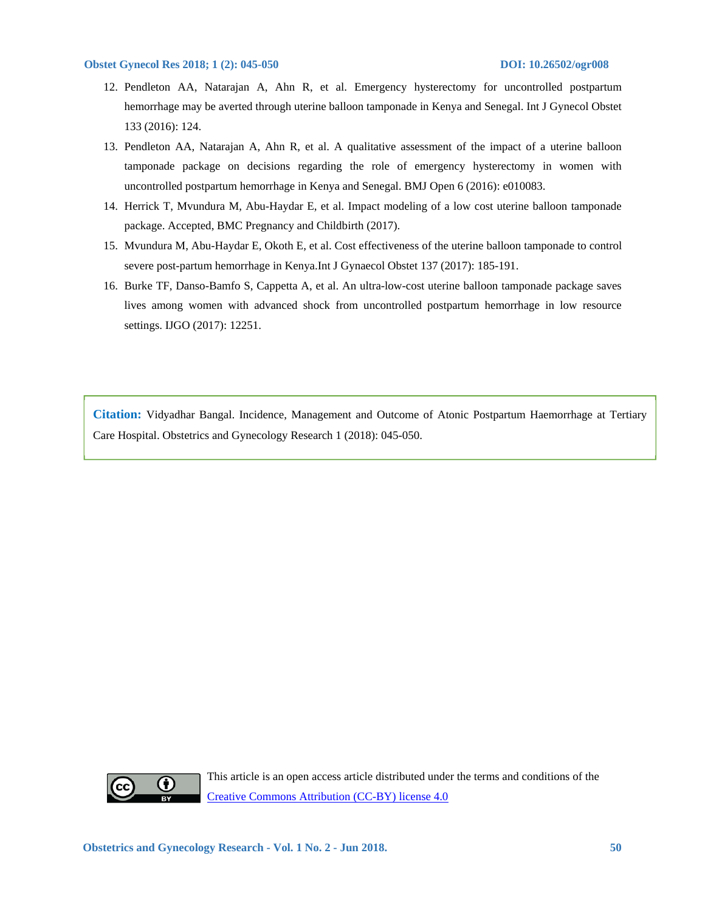12. Pendleton AA, Natarajan A, Ahn R, et al. Emergency hysterectomy for uncontrolled postpartum hemorrhage may be averted through uterine balloon tamponade in Kenya and Senegal. Int J Gynecol Obstet 133 (2016): 124.
13. Pendleton AA, Natarajan A, Ahn R, et al. A qualitative assessment of the impact of a uterine balloon tamponade package on decisions regarding the role of emergency hysterectomy in women with uncontrolled postpartum hemorrhage in Kenya and Senegal. BMJ Open 6 (2016): e010083.
14. Herrick T, Mvundura M, Abu-Haydar E, et al. Impact modeling of a low cost uterine balloon tamponade package. Accepted, BMC Pregnancy and Childbirth (2017).
15. Mvundura M, Abu-Haydar E, Okoth E, et al. Cost effectiveness of the uterine balloon tamponade to control severe post-partum hemorrhage in Kenya.Int J Gynaecol Obstet 137 (2017): 185-191.
16. Burke TF, Danso-Bamfo S, Cappetta A, et al. An ultra-low-cost uterine balloon tamponade package saves lives among women with advanced shock from uncontrolled postpartum hemorrhage in low resource settings. IJGO (2017): 12251.

**Citation:** Vidyadhar Bangal. Incidence, Management and Outcome of Atonic Postpartum Haemorrhage at Tertiary Care Hospital. Obstetrics and Gynecology Research 1 (2018): 045-050.

This article is an open access article distributed under the terms and conditions of the Creative Commons Attribution (CC-BY) license 4.0